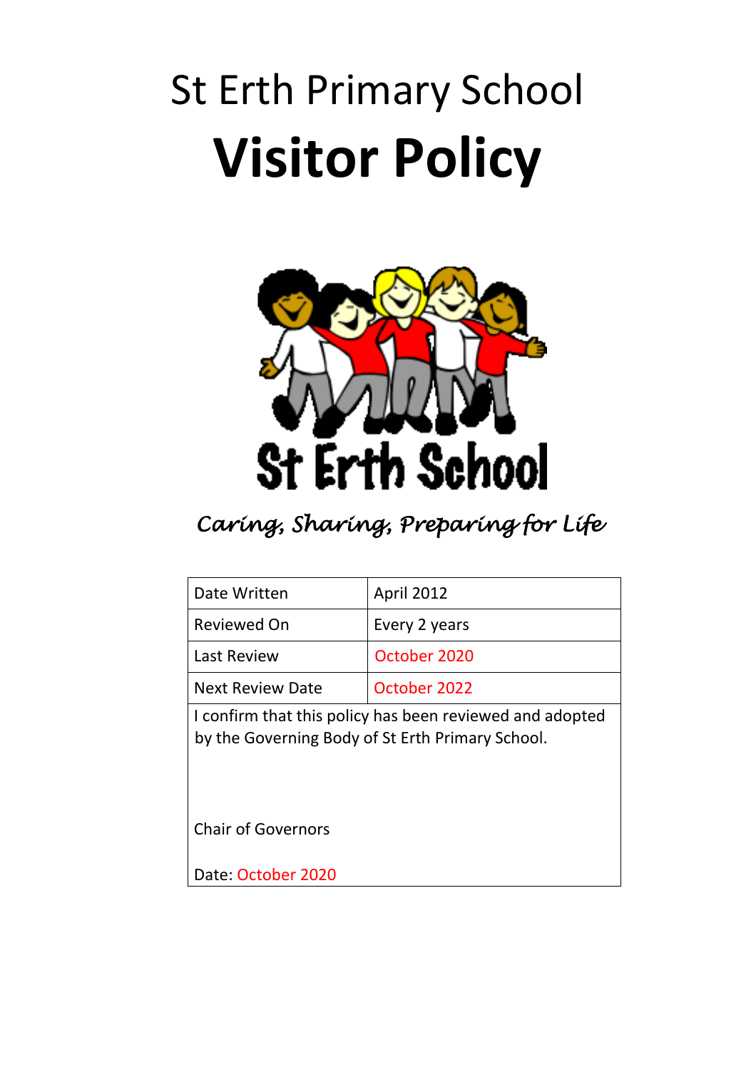# St Erth Primary School

# **Visitor Policy**

St Erth School

*Caring, Sharing, Preparing for Life*

| Date Written | April 2012 |
| --- | --- |
| Reviewed On | Every 2 years |
| Last Review | October 2020 |
| Next Review Date | October 2022 |

I confirm that this policy has been reviewed and adopted by the Governing Body of St Erth Primary School.

Chair of Governors

Date: October 2020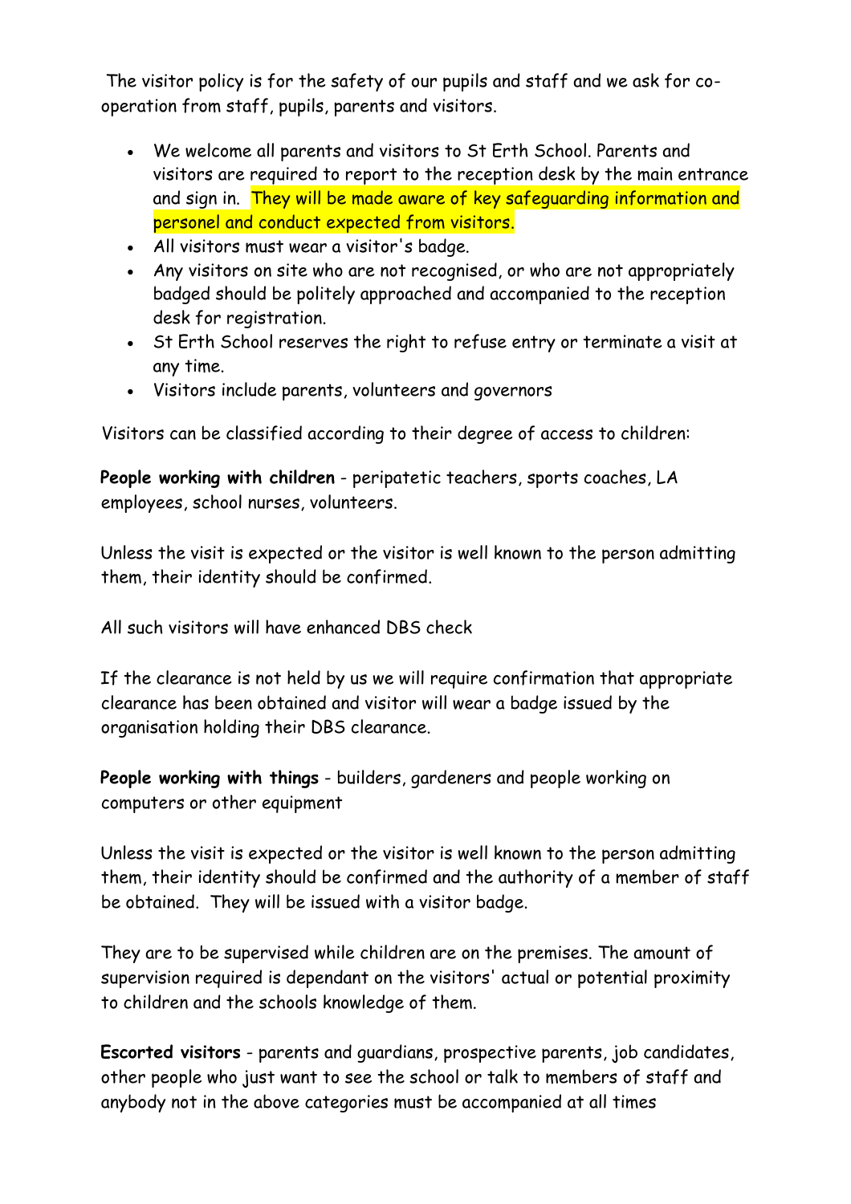The visitor policy is for the safety of our pupils and staff and we ask for co-operation from staff, pupils, parents and visitors.

- We welcome all parents and visitors to St Erth School. Parents and visitors are required to report to the reception desk by the main entrance and sign in. They will be made aware of key safeguarding information and personel and conduct expected from visitors.
- All visitors must wear a visitor's badge.
- Any visitors on site who are not recognised, or who are not appropriately badged should be politely approached and accompanied to the reception desk for registration.
- St Erth School reserves the right to refuse entry or terminate a visit at any time.
- Visitors include parents, volunteers and governors

Visitors can be classified according to their degree of access to children:

**People working with children** - peripatetic teachers, sports coaches, LA employees, school nurses, volunteers.

Unless the visit is expected or the visitor is well known to the person admitting them, their identity should be confirmed.

All such visitors will have enhanced DBS check

If the clearance is not held by us we will require confirmation that appropriate clearance has been obtained and visitor will wear a badge issued by the organisation holding their DBS clearance.

**People working with things** - builders, gardeners and people working on computers or other equipment

Unless the visit is expected or the visitor is well known to the person admitting them, their identity should be confirmed and the authority of a member of staff be obtained. They will be issued with a visitor badge.

They are to be supervised while children are on the premises. The amount of supervision required is dependant on the visitors' actual or potential proximity to children and the schools knowledge of them.

**Escorted visitors** - parents and guardians, prospective parents, job candidates, other people who just want to see the school or talk to members of staff and anybody not in the above categories must be accompanied at all times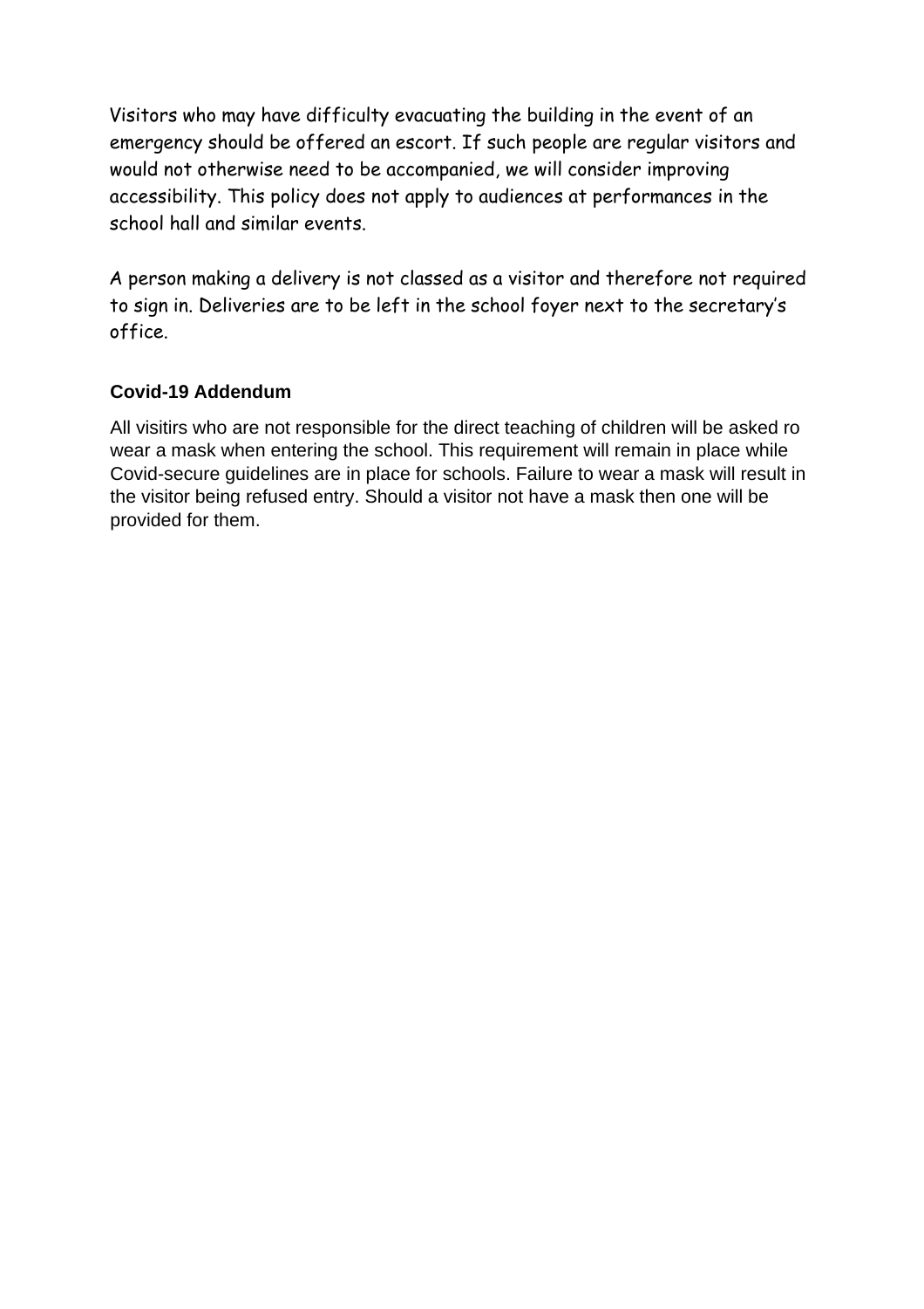Visitors who may have difficulty evacuating the building in the event of an emergency should be offered an escort. If such people are regular visitors and would not otherwise need to be accompanied, we will consider improving accessibility. This policy does not apply to audiences at performances in the school hall and similar events.

A person making a delivery is not classed as a visitor and therefore not required to sign in. Deliveries are to be left in the school foyer next to the secretary's office.

**Covid-19 Addendum**

All visitirs who are not responsible for the direct teaching of children will be asked ro wear a mask when entering the school. This requirement will remain in place while Covid-secure guidelines are in place for schools. Failure to wear a mask will result in the visitor being refused entry. Should a visitor not have a mask then one will be provided for them.